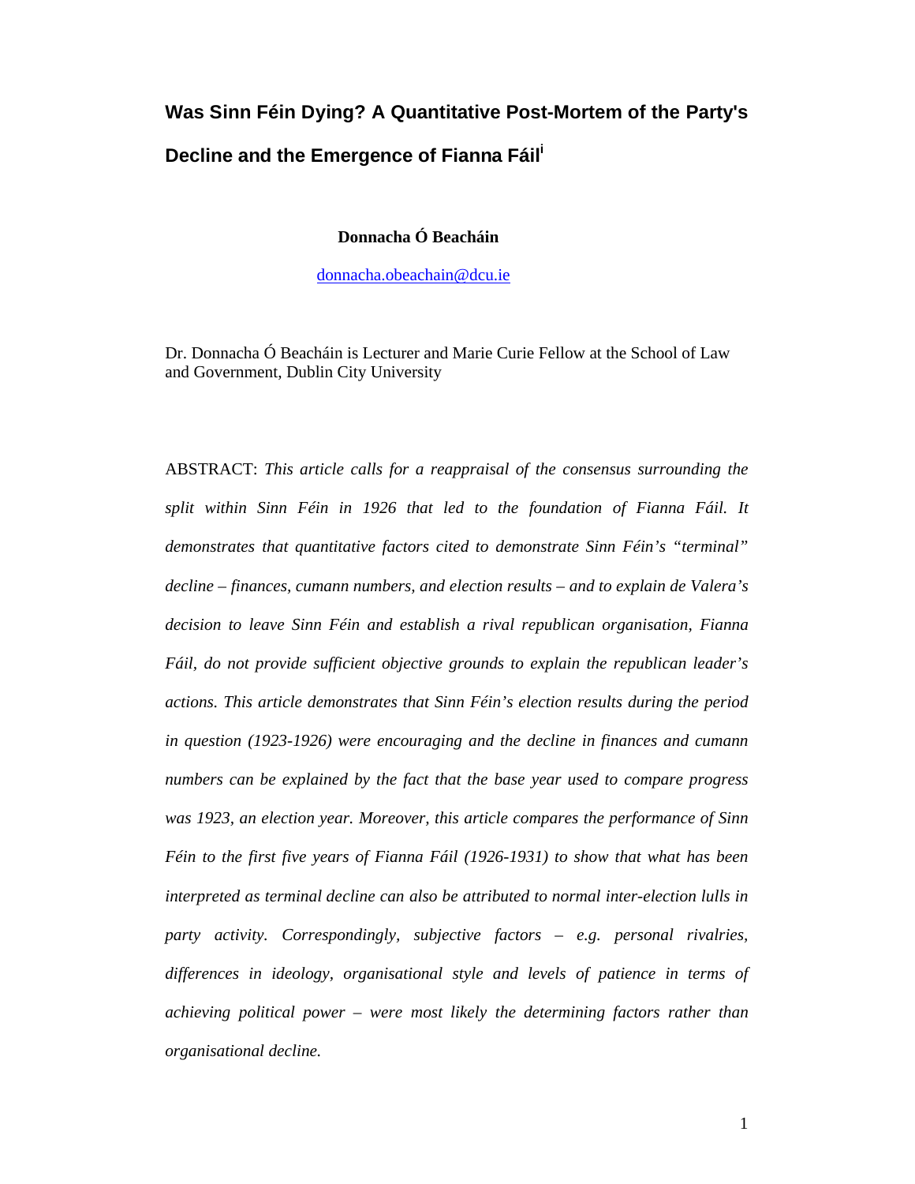# Was Sinn Féin Dying? A Quantitative Post-Mortem of the Party's Decline and the Emergence of Fianna Fáil[i]

**Donnacha Ó Beacháin**

donnacha.obeachain@dcu.ie

Dr. Donnacha Ó Beacháin is Lecturer and Marie Curie Fellow at the School of Law and Government, Dublin City University

ABSTRACT: *This article calls for a reappraisal of the consensus surrounding the split within Sinn Féin in 1926 that led to the foundation of Fianna Fáil. It demonstrates that quantitative factors cited to demonstrate Sinn Féin's "terminal" decline – finances, cumann numbers, and election results – and to explain de Valera's decision to leave Sinn Féin and establish a rival republican organisation, Fianna Fáil, do not provide sufficient objective grounds to explain the republican leader's actions. This article demonstrates that Sinn Féin's election results during the period in question (1923-1926) were encouraging and the decline in finances and cumann numbers can be explained by the fact that the base year used to compare progress was 1923, an election year. Moreover, this article compares the performance of Sinn Féin to the first five years of Fianna Fáil (1926-1931) to show that what has been interpreted as terminal decline can also be attributed to normal inter-election lulls in party activity. Correspondingly, subjective factors – e.g. personal rivalries, differences in ideology, organisational style and levels of patience in terms of achieving political power – were most likely the determining factors rather than organisational decline.*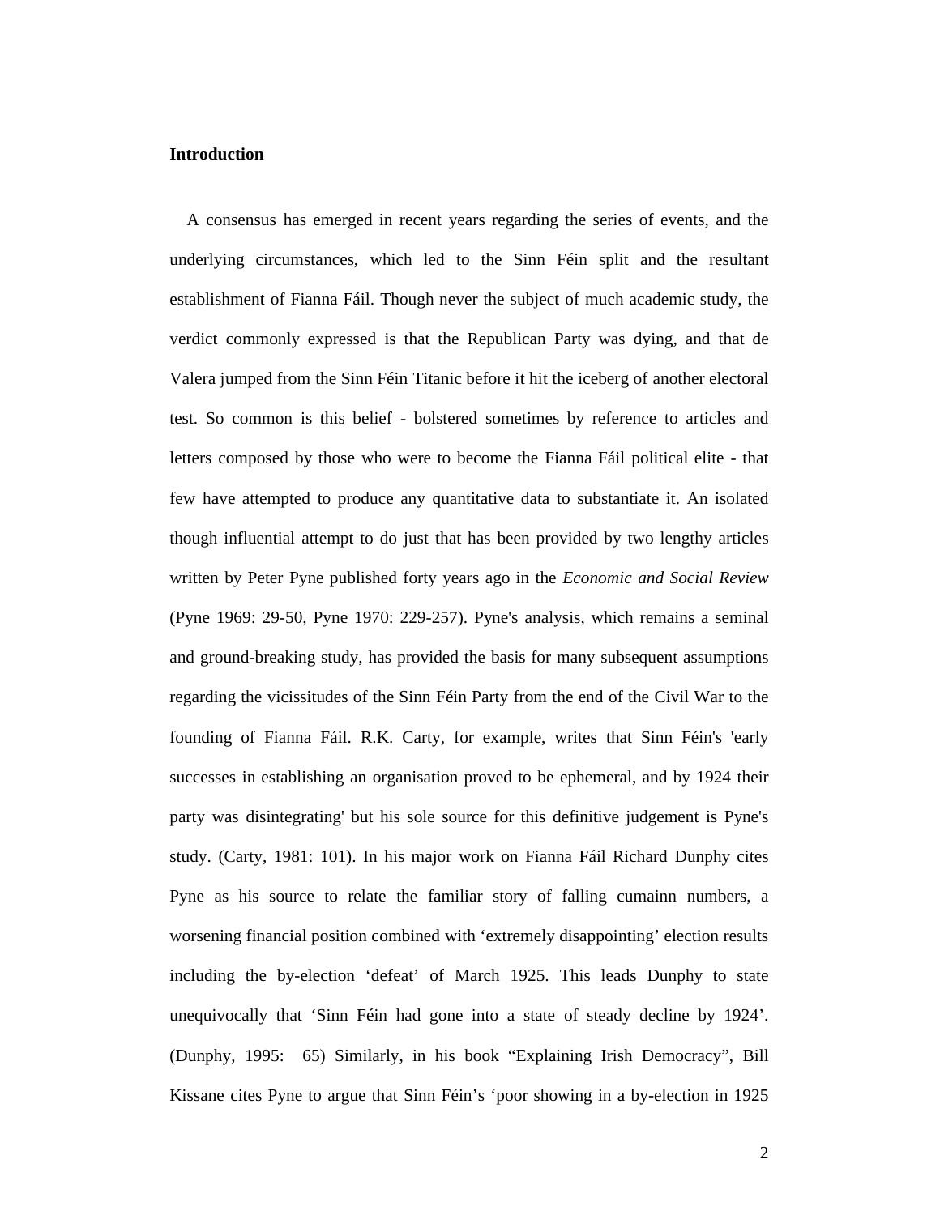**Introduction**

A consensus has emerged in recent years regarding the series of events, and the underlying circumstances, which led to the Sinn Féin split and the resultant establishment of Fianna Fáil. Though never the subject of much academic study, the verdict commonly expressed is that the Republican Party was dying, and that de Valera jumped from the Sinn Féin Titanic before it hit the iceberg of another electoral test. So common is this belief - bolstered sometimes by reference to articles and letters composed by those who were to become the Fianna Fáil political elite - that few have attempted to produce any quantitative data to substantiate it. An isolated though influential attempt to do just that has been provided by two lengthy articles written by Peter Pyne published forty years ago in the *Economic and Social Review* (Pyne 1969: 29-50, Pyne 1970: 229-257). Pyne's analysis, which remains a seminal and ground-breaking study, has provided the basis for many subsequent assumptions regarding the vicissitudes of the Sinn Féin Party from the end of the Civil War to the founding of Fianna Fáil. R.K. Carty, for example, writes that Sinn Féin's 'early successes in establishing an organisation proved to be ephemeral, and by 1924 their party was disintegrating' but his sole source for this definitive judgement is Pyne's study. (Carty, 1981: 101). In his major work on Fianna Fáil Richard Dunphy cites Pyne as his source to relate the familiar story of falling cumainn numbers, a worsening financial position combined with 'extremely disappointing' election results including the by-election 'defeat' of March 1925. This leads Dunphy to state unequivocally that 'Sinn Féin had gone into a state of steady decline by 1924'. (Dunphy, 1995: 65) Similarly, in his book "Explaining Irish Democracy", Bill Kissane cites Pyne to argue that Sinn Féin's 'poor showing in a by-election in 1925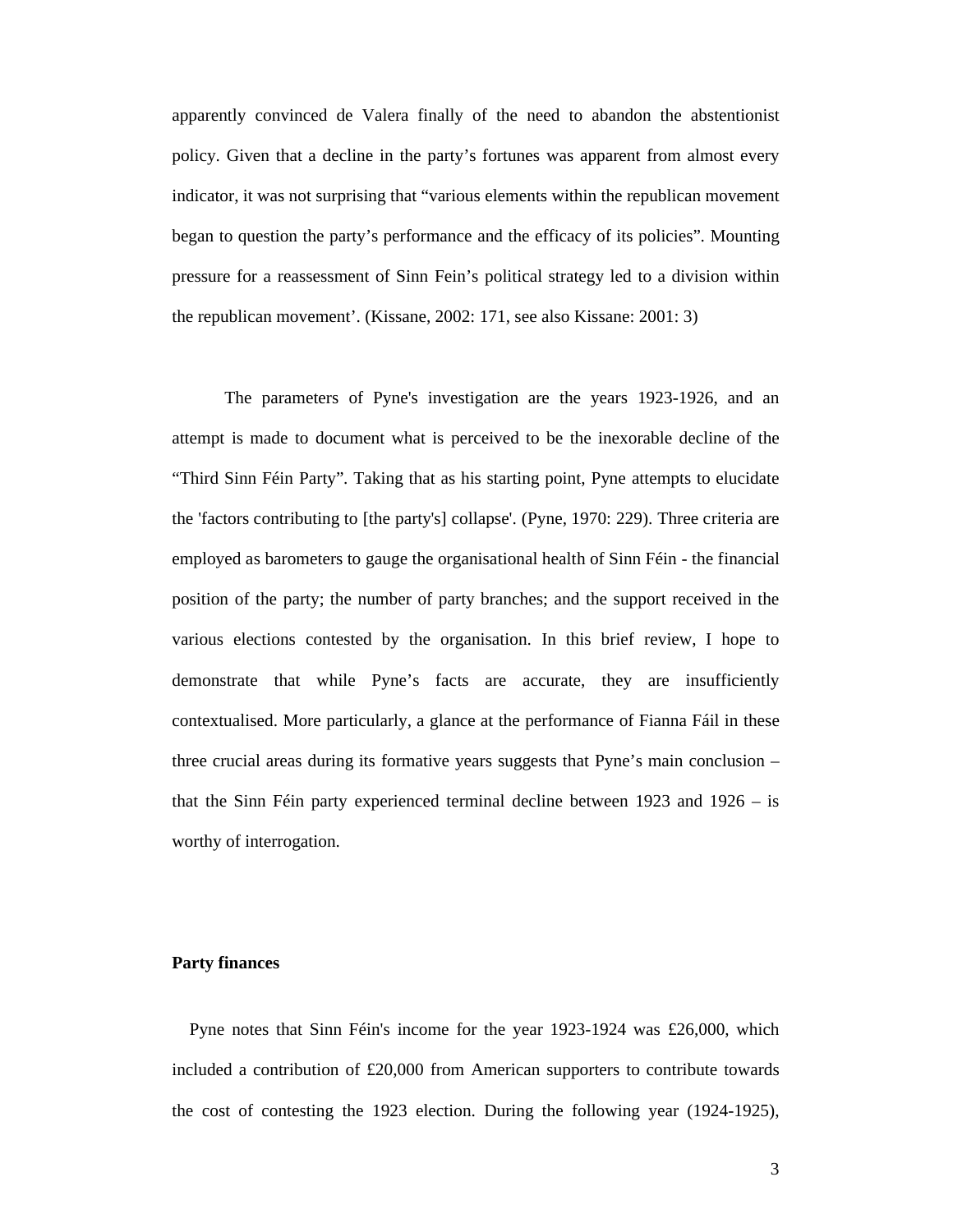apparently convinced de Valera finally of the need to abandon the abstentionist policy. Given that a decline in the party's fortunes was apparent from almost every indicator, it was not surprising that "various elements within the republican movement began to question the party's performance and the efficacy of its policies". Mounting pressure for a reassessment of Sinn Fein's political strategy led to a division within the republican movement'. (Kissane, 2002: 171, see also Kissane: 2001: 3)

The parameters of Pyne's investigation are the years 1923-1926, and an attempt is made to document what is perceived to be the inexorable decline of the "Third Sinn Féin Party". Taking that as his starting point, Pyne attempts to elucidate the 'factors contributing to [the party's] collapse'. (Pyne, 1970: 229). Three criteria are employed as barometers to gauge the organisational health of Sinn Féin - the financial position of the party; the number of party branches; and the support received in the various elections contested by the organisation. In this brief review, I hope to demonstrate that while Pyne's facts are accurate, they are insufficiently contextualised. More particularly, a glance at the performance of Fianna Fáil in these three crucial areas during its formative years suggests that Pyne's main conclusion – that the Sinn Féin party experienced terminal decline between 1923 and 1926 – is worthy of interrogation.

**Party finances**

Pyne notes that Sinn Féin's income for the year 1923-1924 was £26,000, which included a contribution of £20,000 from American supporters to contribute towards the cost of contesting the 1923 election. During the following year (1924-1925),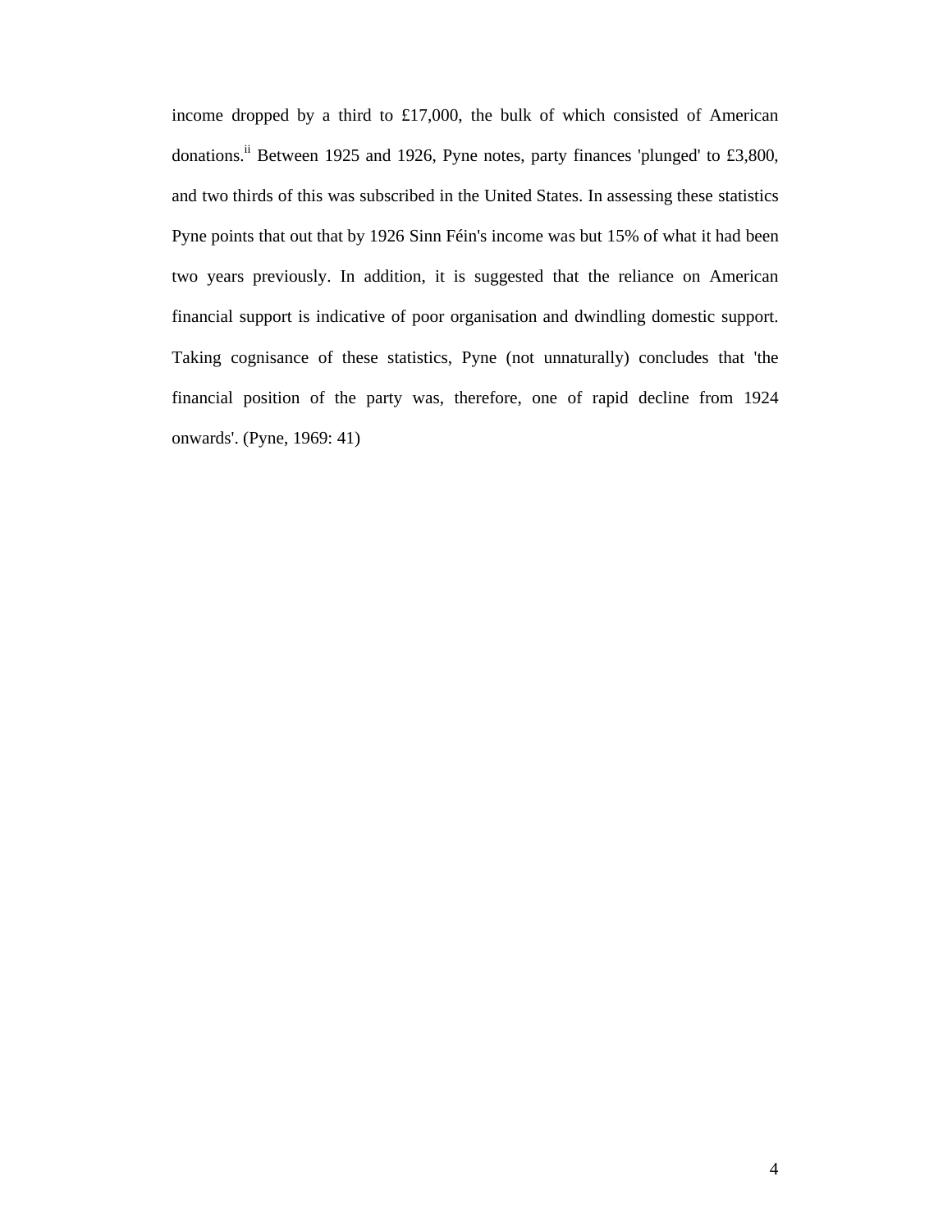income dropped by a third to £17,000, the bulk of which consisted of American donations.[ii] Between 1925 and 1926, Pyne notes, party finances 'plunged' to £3,800, and two thirds of this was subscribed in the United States. In assessing these statistics Pyne points that out that by 1926 Sinn Féin's income was but 15% of what it had been two years previously. In addition, it is suggested that the reliance on American financial support is indicative of poor organisation and dwindling domestic support. Taking cognisance of these statistics, Pyne (not unnaturally) concludes that 'the financial position of the party was, therefore, one of rapid decline from 1924 onwards'. (Pyne, 1969: 41)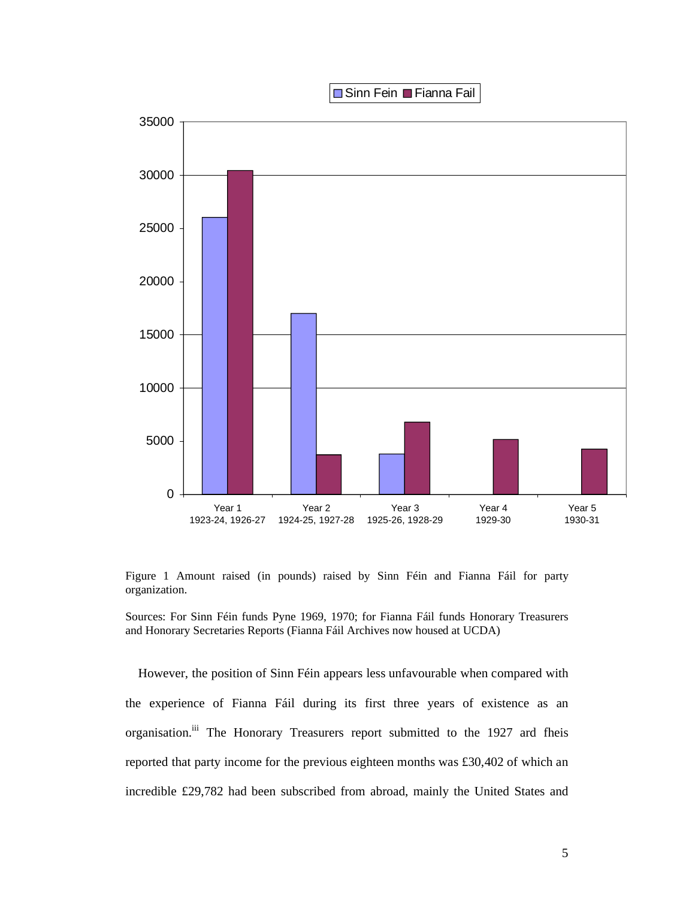Figure 1 Amount raised (in pounds) raised by Sinn Féin and Fianna Fáil for party organization.

Sources: For Sinn Féin funds Pyne 1969, 1970; for Fianna Fáil funds Honorary Treasurers and Honorary Secretaries Reports (Fianna Fáil Archives now housed at UCDA)

However, the position of Sinn Féin appears less unfavourable when compared with the experience of Fianna Fáil during its first three years of existence as an organisation.[iii] The Honorary Treasurers report submitted to the 1927 ard fheis reported that party income for the previous eighteen months was £30,402 of which an incredible £29,782 had been subscribed from abroad, mainly the United States and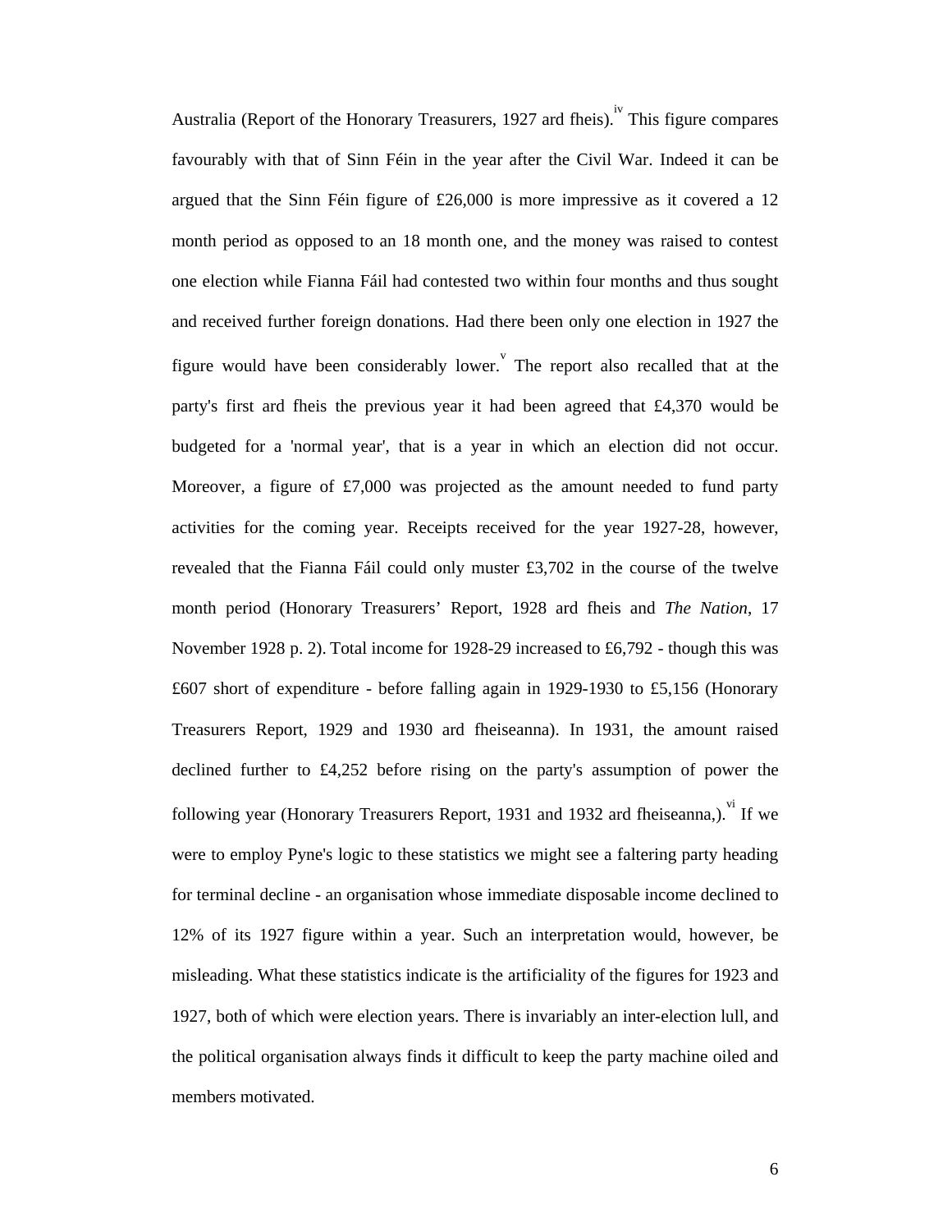Australia (Report of the Honorary Treasurers, 1927 ard fheis).[iv] This figure compares favourably with that of Sinn Féin in the year after the Civil War. Indeed it can be argued that the Sinn Féin figure of £26,000 is more impressive as it covered a 12 month period as opposed to an 18 month one, and the money was raised to contest one election while Fianna Fáil had contested two within four months and thus sought and received further foreign donations. Had there been only one election in 1927 the figure would have been considerably lower.[v] The report also recalled that at the party's first ard fheis the previous year it had been agreed that £4,370 would be budgeted for a 'normal year', that is a year in which an election did not occur. Moreover, a figure of £7,000 was projected as the amount needed to fund party activities for the coming year. Receipts received for the year 1927-28, however, revealed that the Fianna Fáil could only muster £3,702 in the course of the twelve month period (Honorary Treasurers' Report, 1928 ard fheis and *The Nation*, 17 November 1928 p. 2). Total income for 1928-29 increased to £6,792 - though this was £607 short of expenditure - before falling again in 1929-1930 to £5,156 (Honorary Treasurers Report, 1929 and 1930 ard fheiseanna). In 1931, the amount raised declined further to £4,252 before rising on the party's assumption of power the following year (Honorary Treasurers Report, 1931 and 1932 ard fheiseanna,).[vi] If we were to employ Pyne's logic to these statistics we might see a faltering party heading for terminal decline - an organisation whose immediate disposable income declined to 12% of its 1927 figure within a year. Such an interpretation would, however, be misleading. What these statistics indicate is the artificiality of the figures for 1923 and 1927, both of which were election years. There is invariably an inter-election lull, and the political organisation always finds it difficult to keep the party machine oiled and members motivated.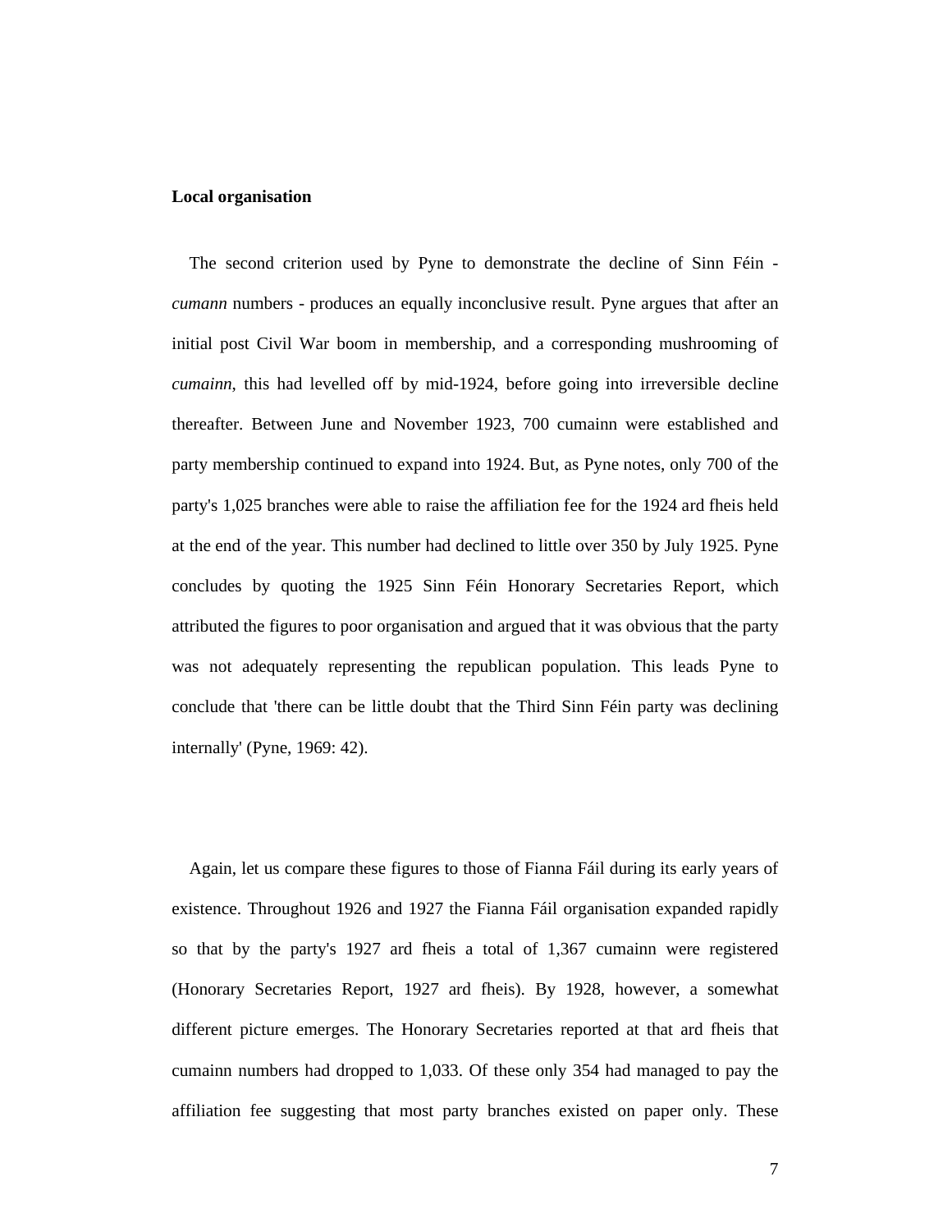**Local organisation**

The second criterion used by Pyne to demonstrate the decline of Sinn Féin - *cumann* numbers - produces an equally inconclusive result. Pyne argues that after an initial post Civil War boom in membership, and a corresponding mushrooming of *cumainn*, this had levelled off by mid-1924, before going into irreversible decline thereafter. Between June and November 1923, 700 cumainn were established and party membership continued to expand into 1924. But, as Pyne notes, only 700 of the party's 1,025 branches were able to raise the affiliation fee for the 1924 ard fheis held at the end of the year. This number had declined to little over 350 by July 1925. Pyne concludes by quoting the 1925 Sinn Féin Honorary Secretaries Report, which attributed the figures to poor organisation and argued that it was obvious that the party was not adequately representing the republican population. This leads Pyne to conclude that 'there can be little doubt that the Third Sinn Féin party was declining internally' (Pyne, 1969: 42).

Again, let us compare these figures to those of Fianna Fáil during its early years of existence. Throughout 1926 and 1927 the Fianna Fáil organisation expanded rapidly so that by the party's 1927 ard fheis a total of 1,367 cumainn were registered (Honorary Secretaries Report, 1927 ard fheis). By 1928, however, a somewhat different picture emerges. The Honorary Secretaries reported at that ard fheis that cumainn numbers had dropped to 1,033. Of these only 354 had managed to pay the affiliation fee suggesting that most party branches existed on paper only. These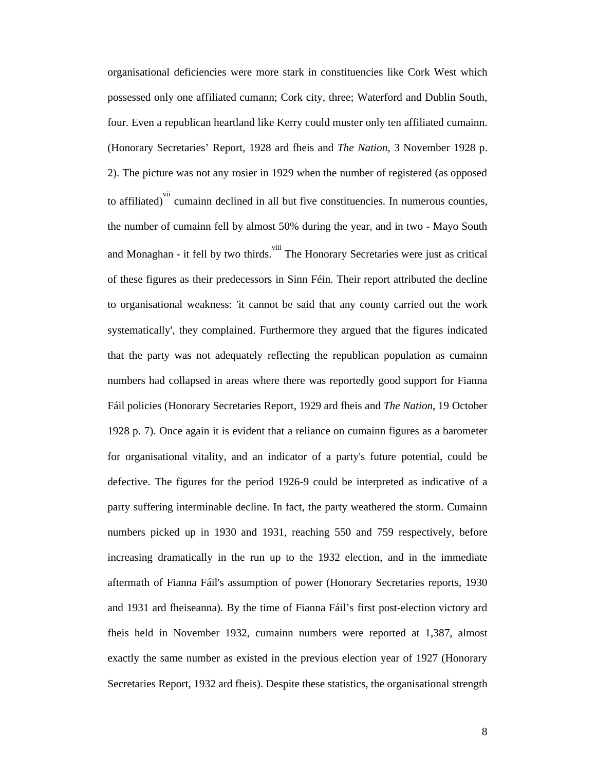organisational deficiencies were more stark in constituencies like Cork West which possessed only one affiliated cumann; Cork city, three; Waterford and Dublin South, four. Even a republican heartland like Kerry could muster only ten affiliated cumainn. (Honorary Secretaries' Report, 1928 ard fheis and *The Nation*, 3 November 1928 p. 2). The picture was not any rosier in 1929 when the number of registered (as opposed to affiliated)[vii] cumainn declined in all but five constituencies. In numerous counties, the number of cumainn fell by almost 50% during the year, and in two - Mayo South and Monaghan - it fell by two thirds.[viii] The Honorary Secretaries were just as critical of these figures as their predecessors in Sinn Féin. Their report attributed the decline to organisational weakness: 'it cannot be said that any county carried out the work systematically', they complained. Furthermore they argued that the figures indicated that the party was not adequately reflecting the republican population as cumainn numbers had collapsed in areas where there was reportedly good support for Fianna Fáil policies (Honorary Secretaries Report, 1929 ard fheis and *The Nation*, 19 October 1928 p. 7). Once again it is evident that a reliance on cumainn figures as a barometer for organisational vitality, and an indicator of a party's future potential, could be defective. The figures for the period 1926-9 could be interpreted as indicative of a party suffering interminable decline. In fact, the party weathered the storm. Cumainn numbers picked up in 1930 and 1931, reaching 550 and 759 respectively, before increasing dramatically in the run up to the 1932 election, and in the immediate aftermath of Fianna Fáil's assumption of power (Honorary Secretaries reports, 1930 and 1931 ard fheiseanna). By the time of Fianna Fáil's first post-election victory ard fheis held in November 1932, cumainn numbers were reported at 1,387, almost exactly the same number as existed in the previous election year of 1927 (Honorary Secretaries Report, 1932 ard fheis). Despite these statistics, the organisational strength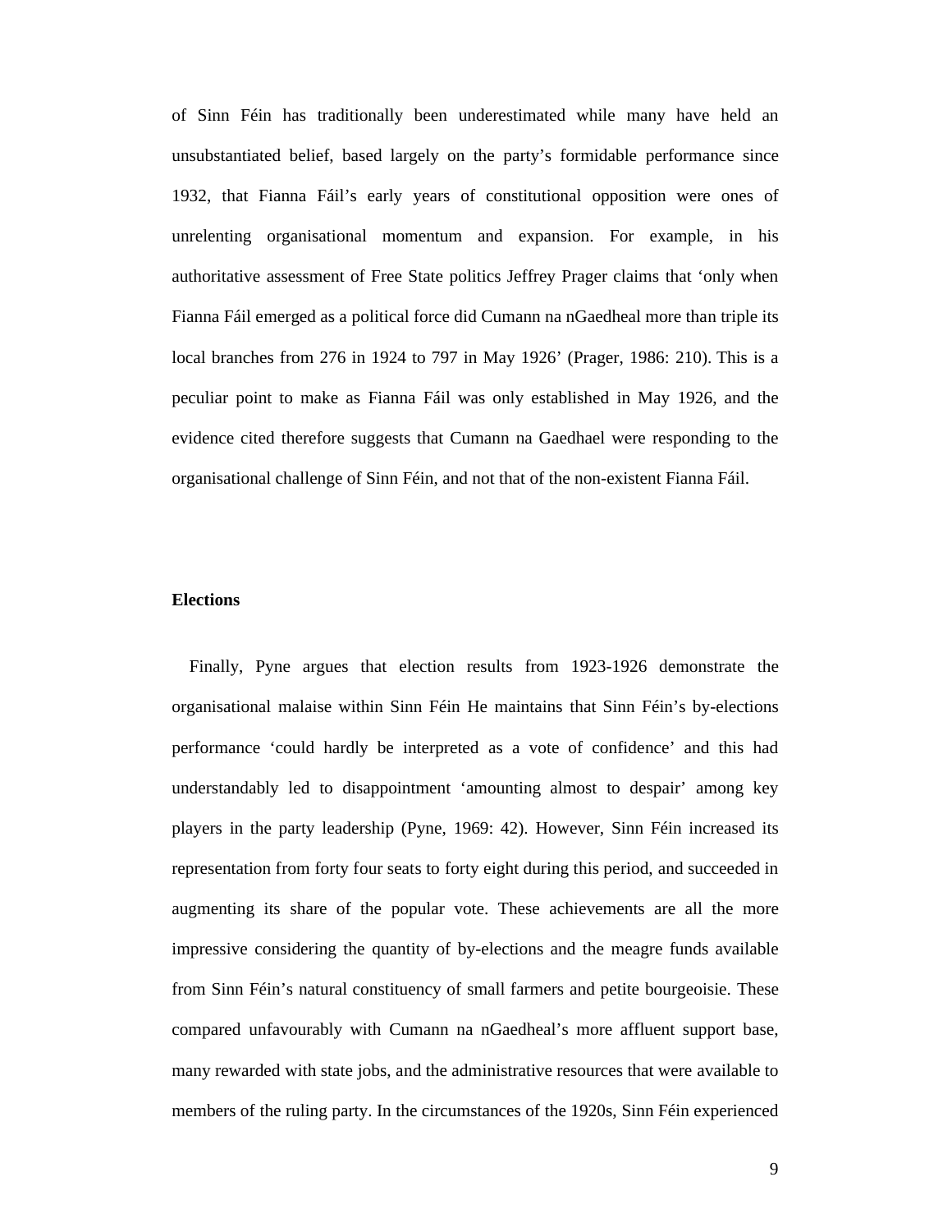of Sinn Féin has traditionally been underestimated while many have held an unsubstantiated belief, based largely on the party's formidable performance since 1932, that Fianna Fáil's early years of constitutional opposition were ones of unrelenting organisational momentum and expansion. For example, in his authoritative assessment of Free State politics Jeffrey Prager claims that 'only when Fianna Fáil emerged as a political force did Cumann na nGaedheal more than triple its local branches from 276 in 1924 to 797 in May 1926' (Prager, 1986: 210). This is a peculiar point to make as Fianna Fáil was only established in May 1926, and the evidence cited therefore suggests that Cumann na Gaedhael were responding to the organisational challenge of Sinn Féin, and not that of the non-existent Fianna Fáil.

**Elections**

Finally, Pyne argues that election results from 1923-1926 demonstrate the organisational malaise within Sinn Féin He maintains that Sinn Féin's by-elections performance 'could hardly be interpreted as a vote of confidence' and this had understandably led to disappointment 'amounting almost to despair' among key players in the party leadership (Pyne, 1969: 42). However, Sinn Féin increased its representation from forty four seats to forty eight during this period, and succeeded in augmenting its share of the popular vote. These achievements are all the more impressive considering the quantity of by-elections and the meagre funds available from Sinn Féin's natural constituency of small farmers and petite bourgeoisie. These compared unfavourably with Cumann na nGaedheal's more affluent support base, many rewarded with state jobs, and the administrative resources that were available to members of the ruling party. In the circumstances of the 1920s, Sinn Féin experienced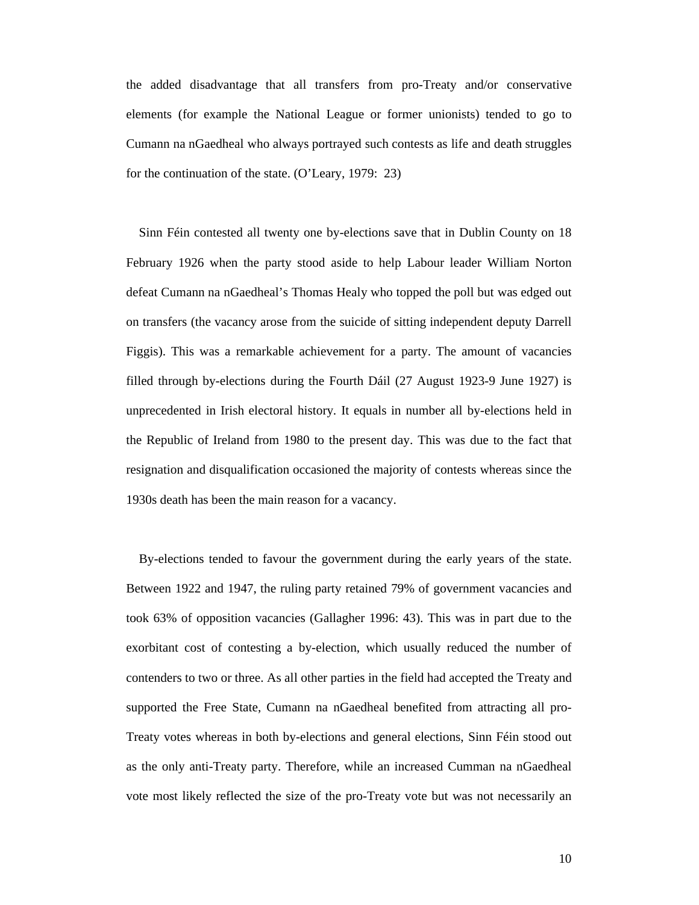the added disadvantage that all transfers from pro-Treaty and/or conservative elements (for example the National League or former unionists) tended to go to Cumann na nGaedheal who always portrayed such contests as life and death struggles for the continuation of the state. (O'Leary, 1979: 23)

Sinn Féin contested all twenty one by-elections save that in Dublin County on 18 February 1926 when the party stood aside to help Labour leader William Norton defeat Cumann na nGaedheal's Thomas Healy who topped the poll but was edged out on transfers (the vacancy arose from the suicide of sitting independent deputy Darrell Figgis). This was a remarkable achievement for a party. The amount of vacancies filled through by-elections during the Fourth Dáil (27 August 1923-9 June 1927) is unprecedented in Irish electoral history. It equals in number all by-elections held in the Republic of Ireland from 1980 to the present day. This was due to the fact that resignation and disqualification occasioned the majority of contests whereas since the 1930s death has been the main reason for a vacancy.

By-elections tended to favour the government during the early years of the state. Between 1922 and 1947, the ruling party retained 79% of government vacancies and took 63% of opposition vacancies (Gallagher 1996: 43). This was in part due to the exorbitant cost of contesting a by-election, which usually reduced the number of contenders to two or three. As all other parties in the field had accepted the Treaty and supported the Free State, Cumann na nGaedheal benefited from attracting all pro-Treaty votes whereas in both by-elections and general elections, Sinn Féin stood out as the only anti-Treaty party. Therefore, while an increased Cumman na nGaedheal vote most likely reflected the size of the pro-Treaty vote but was not necessarily an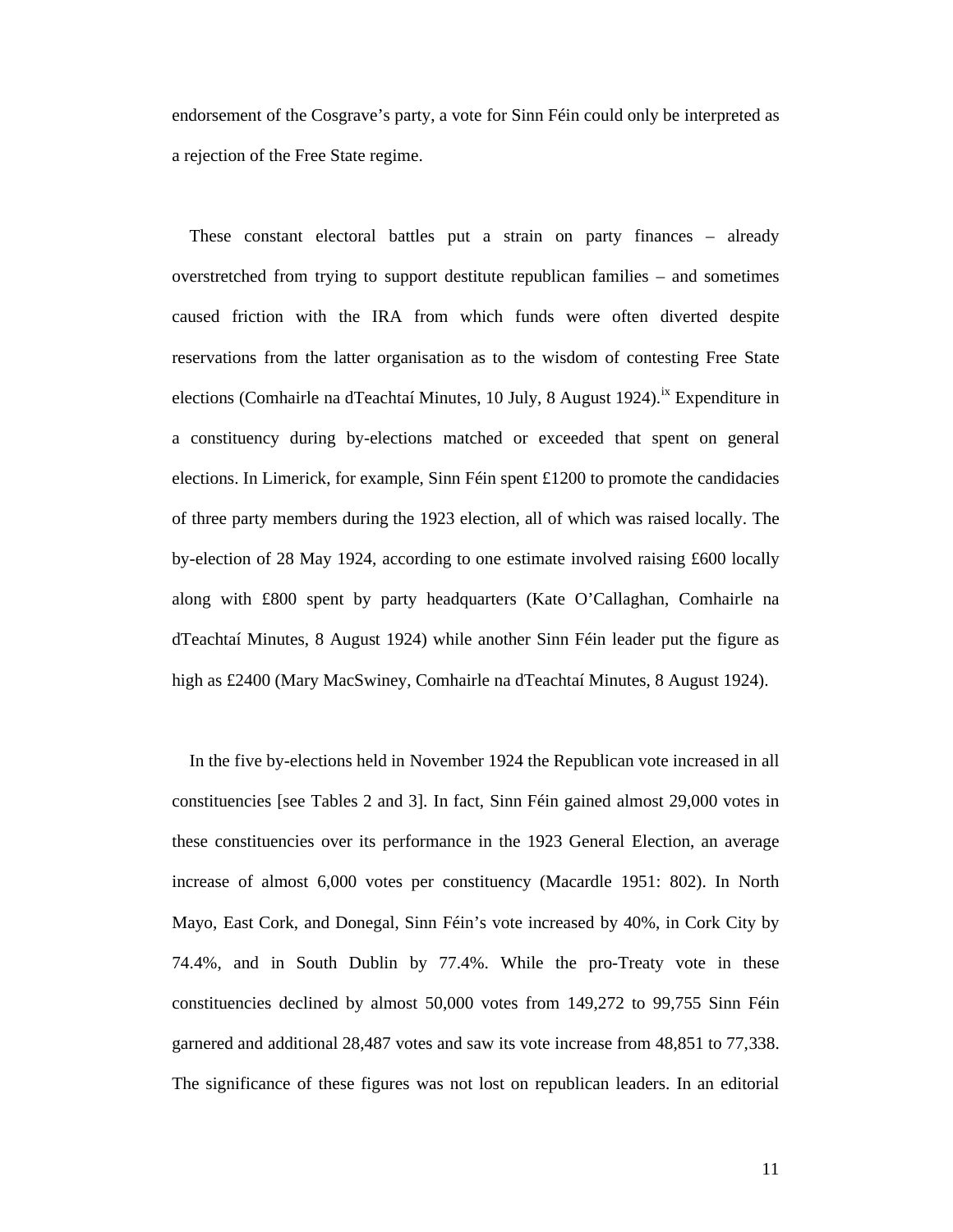endorsement of the Cosgrave's party, a vote for Sinn Féin could only be interpreted as a rejection of the Free State regime.

These constant electoral battles put a strain on party finances – already overstretched from trying to support destitute republican families – and sometimes caused friction with the IRA from which funds were often diverted despite reservations from the latter organisation as to the wisdom of contesting Free State elections (Comhairle na dTeachtaí Minutes, 10 July, 8 August 1924).[ix] Expenditure in a constituency during by-elections matched or exceeded that spent on general elections. In Limerick, for example, Sinn Féin spent £1200 to promote the candidacies of three party members during the 1923 election, all of which was raised locally. The by-election of 28 May 1924, according to one estimate involved raising £600 locally along with £800 spent by party headquarters (Kate O'Callaghan, Comhairle na dTeachtaí Minutes, 8 August 1924) while another Sinn Féin leader put the figure as high as £2400 (Mary MacSwiney, Comhairle na dTeachtaí Minutes, 8 August 1924).

In the five by-elections held in November 1924 the Republican vote increased in all constituencies [see Tables 2 and 3]. In fact, Sinn Féin gained almost 29,000 votes in these constituencies over its performance in the 1923 General Election, an average increase of almost 6,000 votes per constituency (Macardle 1951: 802). In North Mayo, East Cork, and Donegal, Sinn Féin's vote increased by 40%, in Cork City by 74.4%, and in South Dublin by 77.4%. While the pro-Treaty vote in these constituencies declined by almost 50,000 votes from 149,272 to 99,755 Sinn Féin garnered and additional 28,487 votes and saw its vote increase from 48,851 to 77,338. The significance of these figures was not lost on republican leaders. In an editorial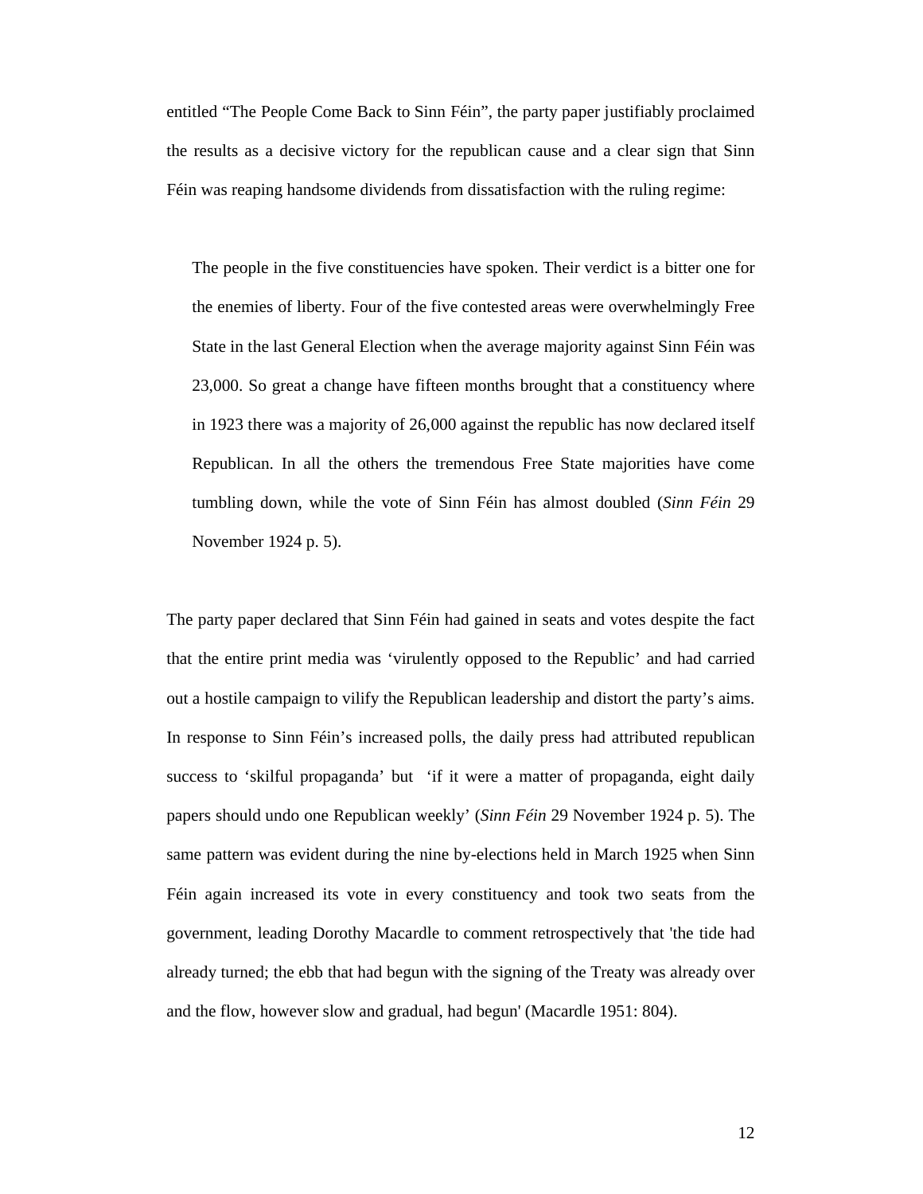entitled “The People Come Back to Sinn Féin”, the party paper justifiably proclaimed the results as a decisive victory for the republican cause and a clear sign that Sinn Féin was reaping handsome dividends from dissatisfaction with the ruling regime:

> The people in the five constituencies have spoken. Their verdict is a bitter one for the enemies of liberty. Four of the five contested areas were overwhelmingly Free State in the last General Election when the average majority against Sinn Féin was 23,000. So great a change have fifteen months brought that a constituency where in 1923 there was a majority of 26,000 against the republic has now declared itself Republican. In all the others the tremendous Free State majorities have come tumbling down, while the vote of Sinn Féin has almost doubled (*Sinn Féin* 29 November 1924 p. 5).

The party paper declared that Sinn Féin had gained in seats and votes despite the fact that the entire print media was ‘virulently opposed to the Republic’ and had carried out a hostile campaign to vilify the Republican leadership and distort the party’s aims. In response to Sinn Féin’s increased polls, the daily press had attributed republican success to ‘skilful propaganda’ but ‘if it were a matter of propaganda, eight daily papers should undo one Republican weekly’ (*Sinn Féin* 29 November 1924 p. 5). The same pattern was evident during the nine by-elections held in March 1925 when Sinn Féin again increased its vote in every constituency and took two seats from the government, leading Dorothy Macardle to comment retrospectively that 'the tide had already turned; the ebb that had begun with the signing of the Treaty was already over and the flow, however slow and gradual, had begun' (Macardle 1951: 804).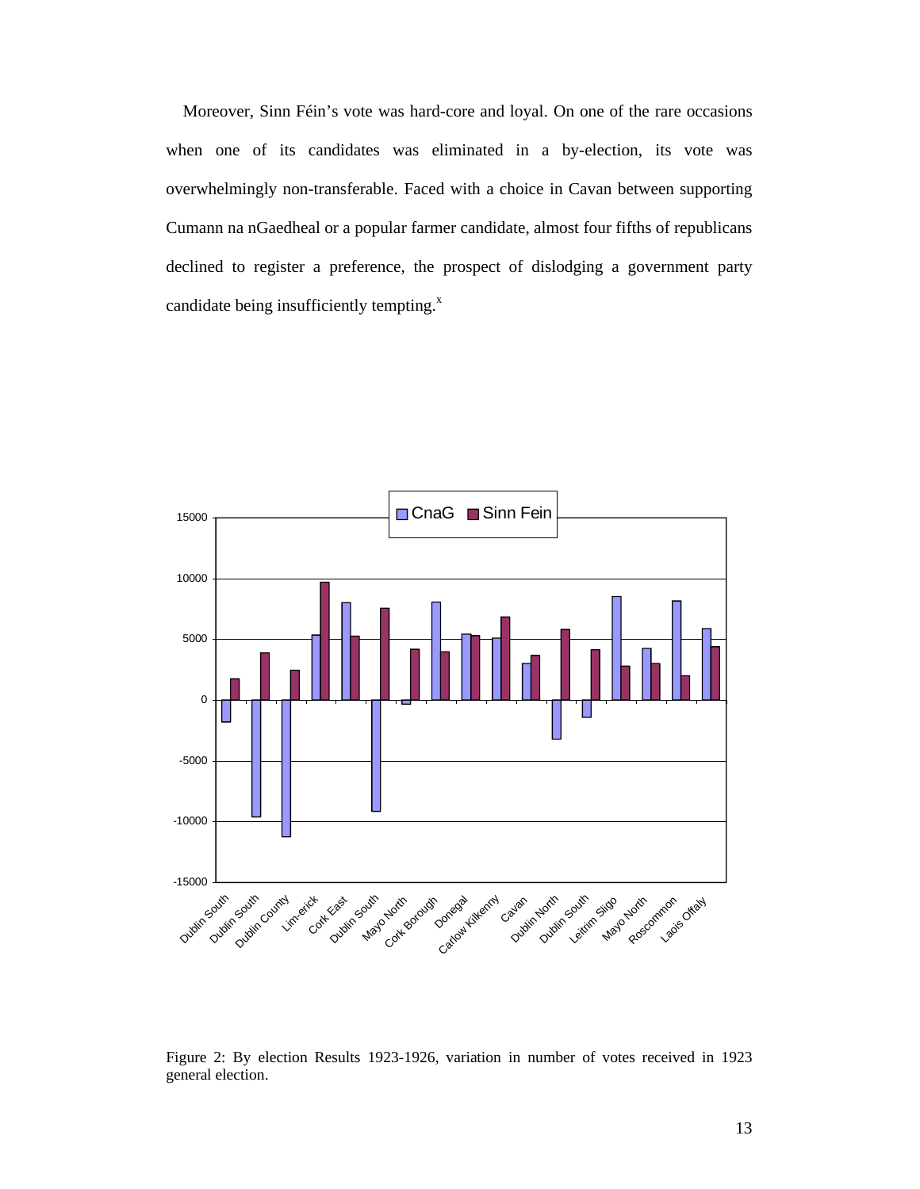Moreover, Sinn Féin's vote was hard-core and loyal. On one of the rare occasions when one of its candidates was eliminated in a by-election, its vote was overwhelmingly non-transferable. Faced with a choice in Cavan between supporting Cumann na nGaedheal or a popular farmer candidate, almost four fifths of republicans declined to register a preference, the prospect of dislodging a government party candidate being insufficiently tempting.[x]

Figure 2: By election Results 1923-1926, variation in number of votes received in 1923 general election.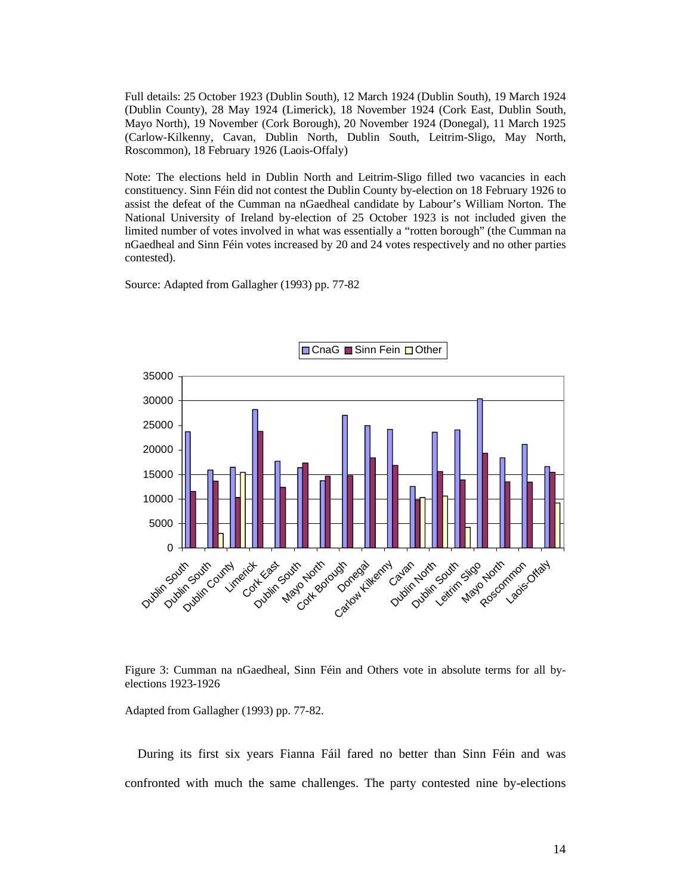Full details: 25 October 1923 (Dublin South), 12 March 1924 (Dublin South), 19 March 1924 (Dublin County), 28 May 1924 (Limerick), 18 November 1924 (Cork East, Dublin South, Mayo North), 19 November (Cork Borough), 20 November 1924 (Donegal), 11 March 1925 (Carlow-Kilkenny, Cavan, Dublin North, Dublin South, Leitrim-Sligo, May North, Roscommon), 18 February 1926 (Laois-Offaly)

Note: The elections held in Dublin North and Leitrim-Sligo filled two vacancies in each constituency. Sinn Féin did not contest the Dublin County by-election on 18 February 1926 to assist the defeat of the Cumman na nGaedheal candidate by Labour's William Norton. The National University of Ireland by-election of 25 October 1923 is not included given the limited number of votes involved in what was essentially a "rotten borough" (the Cumman na nGaedheal and Sinn Féin votes increased by 20 and 24 votes respectively and no other parties contested).

Source: Adapted from Gallagher (1993) pp. 77-82

Figure 3: Cumman na nGaedheal, Sinn Féin and Others vote in absolute terms for all by-elections 1923-1926

Adapted from Gallagher (1993) pp. 77-82.

During its first six years Fianna Fáil fared no better than Sinn Féin and was confronted with much the same challenges. The party contested nine by-elections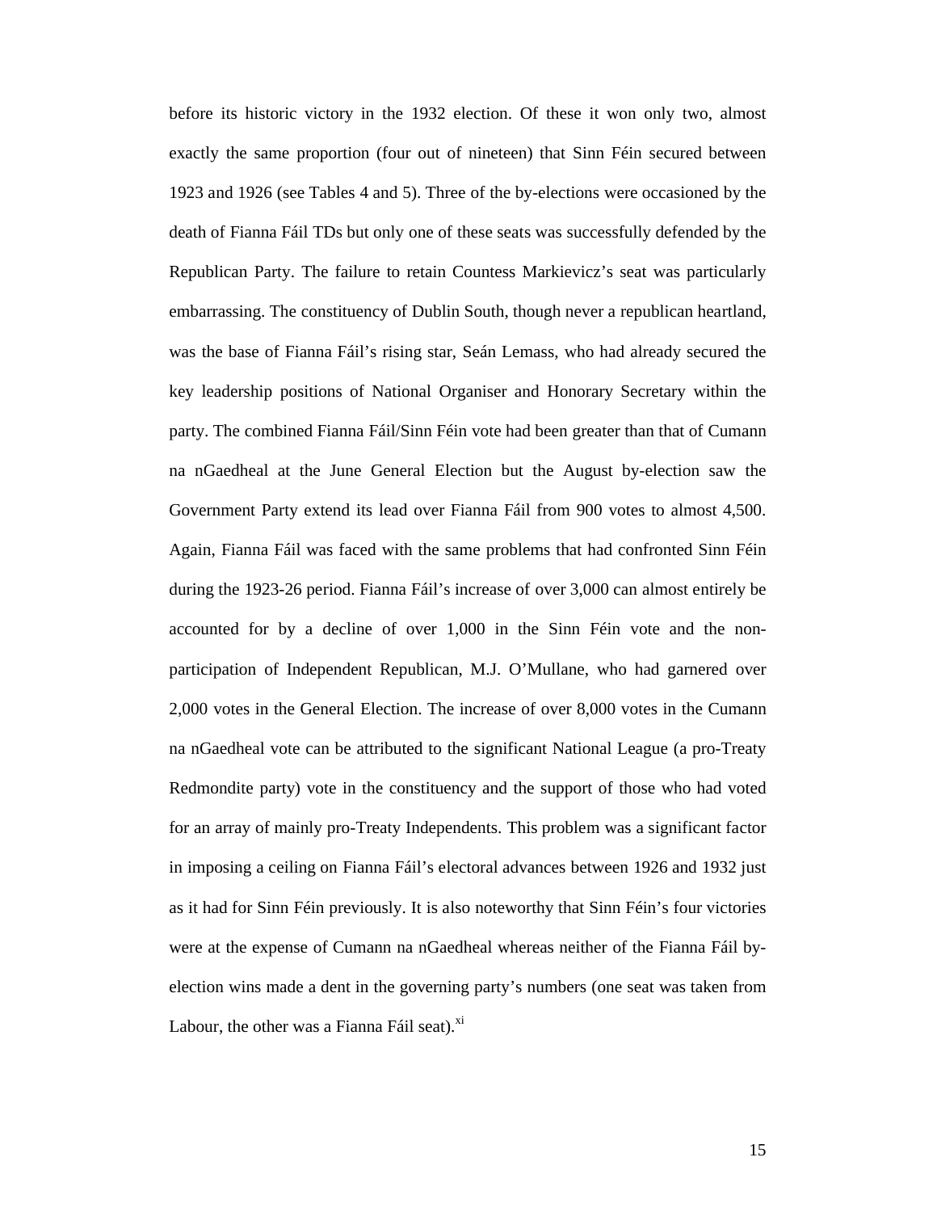before its historic victory in the 1932 election. Of these it won only two, almost exactly the same proportion (four out of nineteen) that Sinn Féin secured between 1923 and 1926 (see Tables 4 and 5). Three of the by-elections were occasioned by the death of Fianna Fáil TDs but only one of these seats was successfully defended by the Republican Party. The failure to retain Countess Markievicz's seat was particularly embarrassing. The constituency of Dublin South, though never a republican heartland, was the base of Fianna Fáil's rising star, Seán Lemass, who had already secured the key leadership positions of National Organiser and Honorary Secretary within the party. The combined Fianna Fáil/Sinn Féin vote had been greater than that of Cumann na nGaedheal at the June General Election but the August by-election saw the Government Party extend its lead over Fianna Fáil from 900 votes to almost 4,500. Again, Fianna Fáil was faced with the same problems that had confronted Sinn Féin during the 1923-26 period. Fianna Fáil's increase of over 3,000 can almost entirely be accounted for by a decline of over 1,000 in the Sinn Féin vote and the non-participation of Independent Republican, M.J. O'Mullane, who had garnered over 2,000 votes in the General Election. The increase of over 8,000 votes in the Cumann na nGaedheal vote can be attributed to the significant National League (a pro-Treaty Redmondite party) vote in the constituency and the support of those who had voted for an array of mainly pro-Treaty Independents. This problem was a significant factor in imposing a ceiling on Fianna Fáil's electoral advances between 1926 and 1932 just as it had for Sinn Féin previously. It is also noteworthy that Sinn Féin's four victories were at the expense of Cumann na nGaedheal whereas neither of the Fianna Fáil by-election wins made a dent in the governing party's numbers (one seat was taken from Labour, the other was a Fianna Fáil seat).[xi]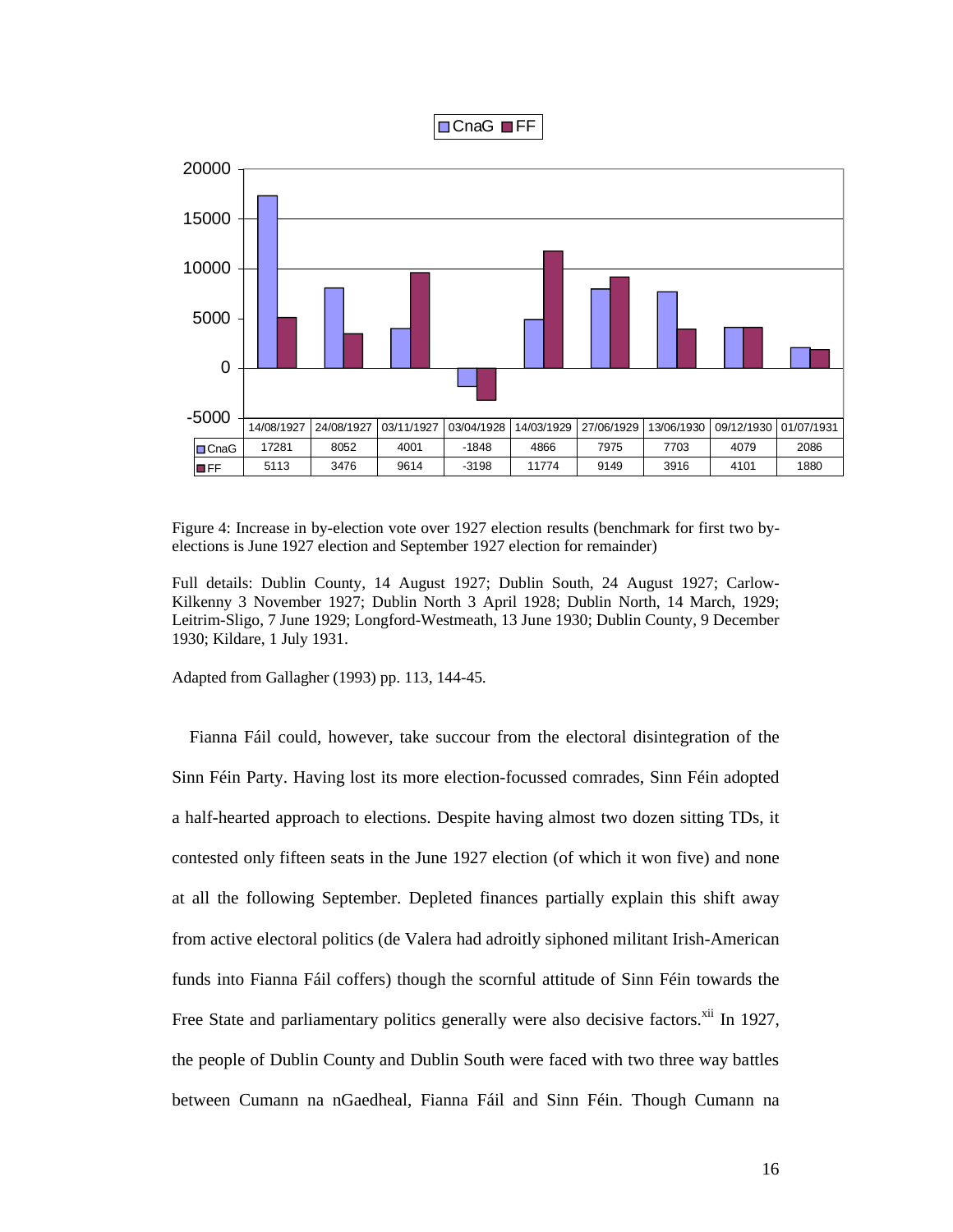| | 14/08/1927 | 24/08/1927 | 03/11/1927 | 03/04/1928 | 14/03/1929 | 27/06/1929 | 13/06/1930 | 09/12/1930 | 01/07/1931 |
|---|---|---|---|---|---|---|---|---|---|
| CnaG | 17281 | 8052 | 4001 | -1848 | 4866 | 7975 | 7703 | 4079 | 2086 |
| FF | 5113 | 3476 | 9614 | -3198 | 11774 | 9149 | 3916 | 4101 | 1880 |

Figure 4: Increase in by-election vote over 1927 election results (benchmark for first two by-elections is June 1927 election and September 1927 election for remainder)

Full details: Dublin County, 14 August 1927; Dublin South, 24 August 1927; Carlow-Kilkenny 3 November 1927; Dublin North 3 April 1928; Dublin North, 14 March, 1929; Leitrim-Sligo, 7 June 1929; Longford-Westmeath, 13 June 1930; Dublin County, 9 December 1930; Kildare, 1 July 1931.

Adapted from Gallagher (1993) pp. 113, 144-45.

Fianna Fáil could, however, take succour from the electoral disintegration of the Sinn Féin Party. Having lost its more election-focussed comrades, Sinn Féin adopted a half-hearted approach to elections. Despite having almost two dozen sitting TDs, it contested only fifteen seats in the June 1927 election (of which it won five) and none at all the following September. Depleted finances partially explain this shift away from active electoral politics (de Valera had adroitly siphoned militant Irish-American funds into Fianna Fáil coffers) though the scornful attitude of Sinn Féin towards the Free State and parliamentary politics generally were also decisive factors.[xii] In 1927, the people of Dublin County and Dublin South were faced with two three way battles between Cumann na nGaedheal, Fianna Fáil and Sinn Féin. Though Cumann na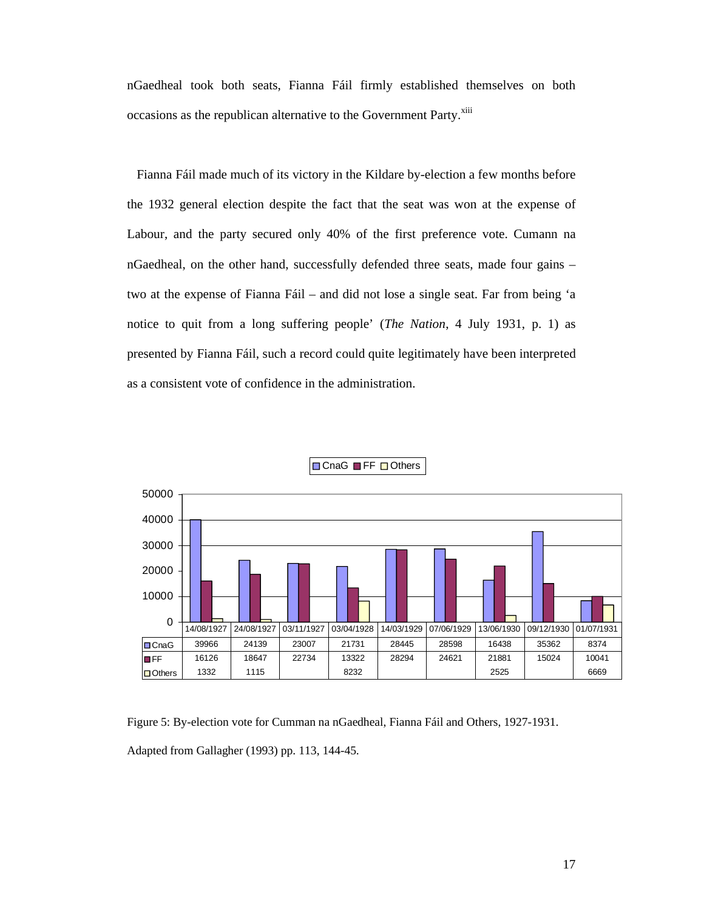nGaedheal took both seats, Fianna Fáil firmly established themselves on both occasions as the republican alternative to the Government Party.[xiii]

Fianna Fáil made much of its victory in the Kildare by-election a few months before the 1932 general election despite the fact that the seat was won at the expense of Labour, and the party secured only 40% of the first preference vote. Cumann na nGaedheal, on the other hand, successfully defended three seats, made four gains – two at the expense of Fianna Fáil – and did not lose a single seat. Far from being 'a notice to quit from a long suffering people' (*The Nation*, 4 July 1931, p. 1) as presented by Fianna Fáil, such a record could quite legitimately have been interpreted as a consistent vote of confidence in the administration.

| | 14/08/1927 | 24/08/1927 | 03/11/1927 | 03/04/1928 | 14/03/1929 | 07/06/1929 | 13/06/1930 | 09/12/1930 | 01/07/1931 |
|---|---|---|---|---|---|---|---|---|---|
| CnaG | 39966 | 24139 | 23007 | 21731 | 28445 | 28598 | 16438 | 35362 | 8374 |
| FF | 16126 | 18647 | 22734 | 13322 | 28294 | 24621 | 21881 | 15024 | 10041 |
| Others | 1332 | 1115 | | 8232 | | | 2525 | | 6669 |

Figure 5: By-election vote for Cumman na nGaedheal, Fianna Fáil and Others, 1927-1931.

Adapted from Gallagher (1993) pp. 113, 144-45.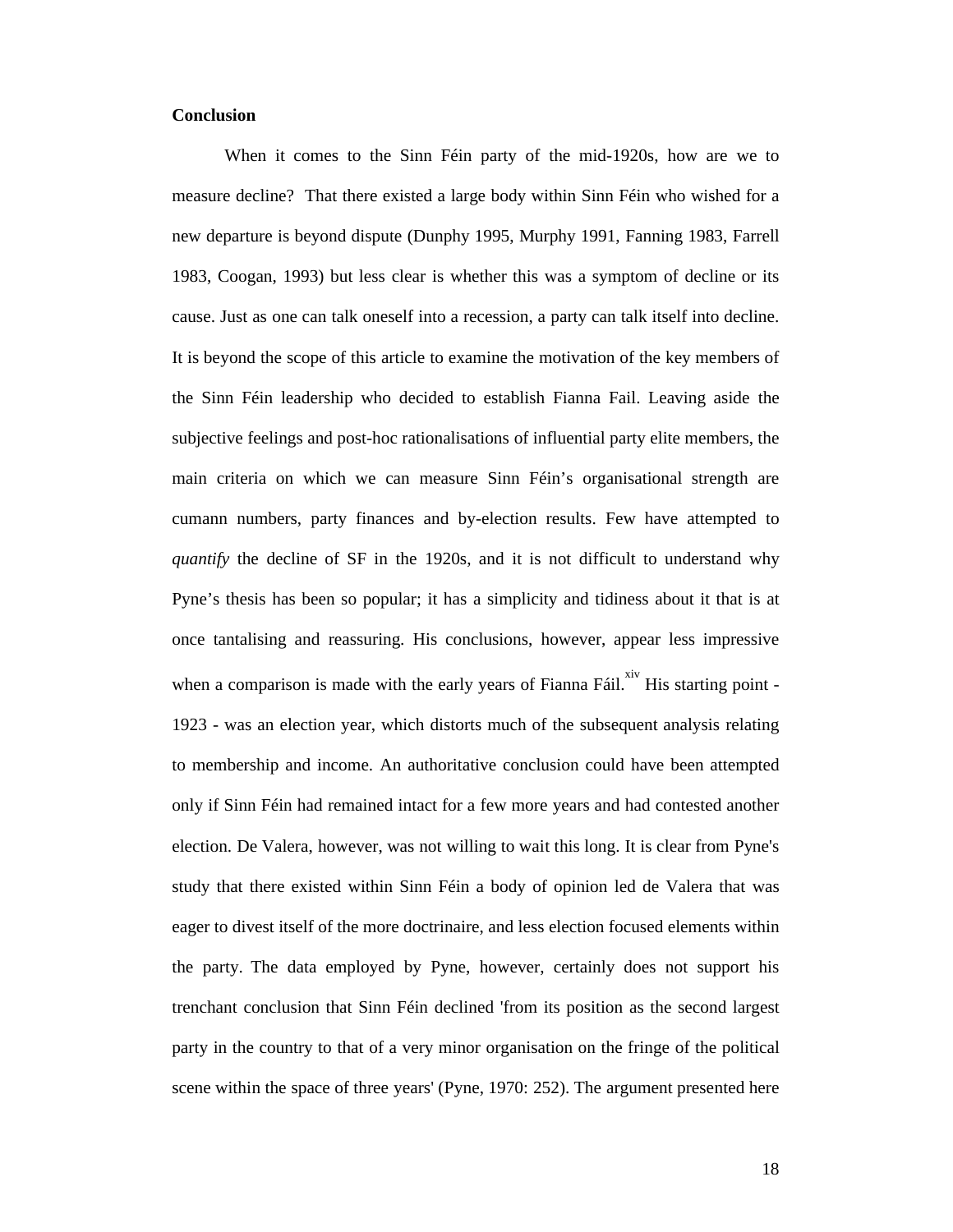## Conclusion

When it comes to the Sinn Féin party of the mid-1920s, how are we to measure decline? That there existed a large body within Sinn Féin who wished for a new departure is beyond dispute (Dunphy 1995, Murphy 1991, Fanning 1983, Farrell 1983, Coogan, 1993) but less clear is whether this was a symptom of decline or its cause. Just as one can talk oneself into a recession, a party can talk itself into decline. It is beyond the scope of this article to examine the motivation of the key members of the Sinn Féin leadership who decided to establish Fianna Fail. Leaving aside the subjective feelings and post-hoc rationalisations of influential party elite members, the main criteria on which we can measure Sinn Féin's organisational strength are cumann numbers, party finances and by-election results. Few have attempted to *quantify* the decline of SF in the 1920s, and it is not difficult to understand why Pyne's thesis has been so popular; it has a simplicity and tidiness about it that is at once tantalising and reassuring. His conclusions, however, appear less impressive when a comparison is made with the early years of Fianna Fáil.[xiv] His starting point - 1923 - was an election year, which distorts much of the subsequent analysis relating to membership and income. An authoritative conclusion could have been attempted only if Sinn Féin had remained intact for a few more years and had contested another election. De Valera, however, was not willing to wait this long. It is clear from Pyne's study that there existed within Sinn Féin a body of opinion led de Valera that was eager to divest itself of the more doctrinaire, and less election focused elements within the party. The data employed by Pyne, however, certainly does not support his trenchant conclusion that Sinn Féin declined 'from its position as the second largest party in the country to that of a very minor organisation on the fringe of the political scene within the space of three years' (Pyne, 1970: 252). The argument presented here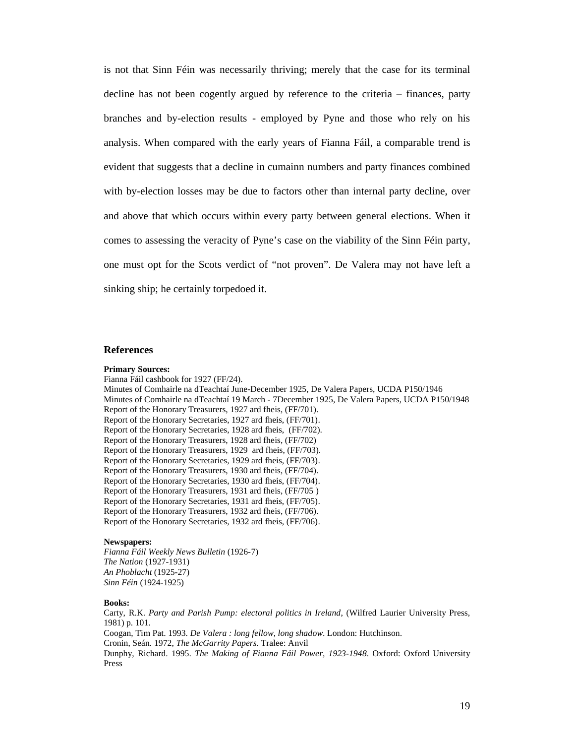is not that Sinn Féin was necessarily thriving; merely that the case for its terminal decline has not been cogently argued by reference to the criteria – finances, party branches and by-election results - employed by Pyne and those who rely on his analysis. When compared with the early years of Fianna Fáil, a comparable trend is evident that suggests that a decline in cumainn numbers and party finances combined with by-election losses may be due to factors other than internal party decline, over and above that which occurs within every party between general elections. When it comes to assessing the veracity of Pyne's case on the viability of the Sinn Féin party, one must opt for the Scots verdict of "not proven". De Valera may not have left a sinking ship; he certainly torpedoed it.

## References

**Primary Sources:**

Fianna Fáil cashbook for 1927 (FF/24).
Minutes of Comhairle na dTeachtaí June-December 1925, De Valera Papers, UCDA P150/1946
Minutes of Comhairle na dTeachtaí 19 March - 7December 1925, De Valera Papers, UCDA P150/1948
Report of the Honorary Treasurers, 1927 ard fheis, (FF/701).
Report of the Honorary Secretaries, 1927 ard fheis, (FF/701).
Report of the Honorary Secretaries, 1928 ard fheis, (FF/702).
Report of the Honorary Treasurers, 1928 ard fheis, (FF/702)
Report of the Honorary Treasurers, 1929 ard fheis, (FF/703).
Report of the Honorary Secretaries, 1929 ard fheis, (FF/703).
Report of the Honorary Treasurers, 1930 ard fheis, (FF/704).
Report of the Honorary Secretaries, 1930 ard fheis, (FF/704).
Report of the Honorary Treasurers, 1931 ard fheis, (FF/705 )
Report of the Honorary Secretaries, 1931 ard fheis, (FF/705).
Report of the Honorary Treasurers, 1932 ard fheis, (FF/706).
Report of the Honorary Secretaries, 1932 ard fheis, (FF/706).

**Newspapers:**

*Fianna Fáil Weekly News Bulletin* (1926-7)
*The Nation* (1927-1931)
*An Phoblacht* (1925-27)
*Sinn Féin* (1924-1925)

**Books:**

Carty, R.K. *Party and Parish Pump: electoral politics in Ireland*, (Wilfred Laurier University Press, 1981) p. 101.
Coogan, Tim Pat. 1993. *De Valera : long fellow, long shadow*. London: Hutchinson.
Cronin, Seán. 1972, *The McGarrity Papers*. Tralee: Anvil
Dunphy, Richard. 1995. *The Making of Fianna Fáil Power, 1923-1948*. Oxford: Oxford University Press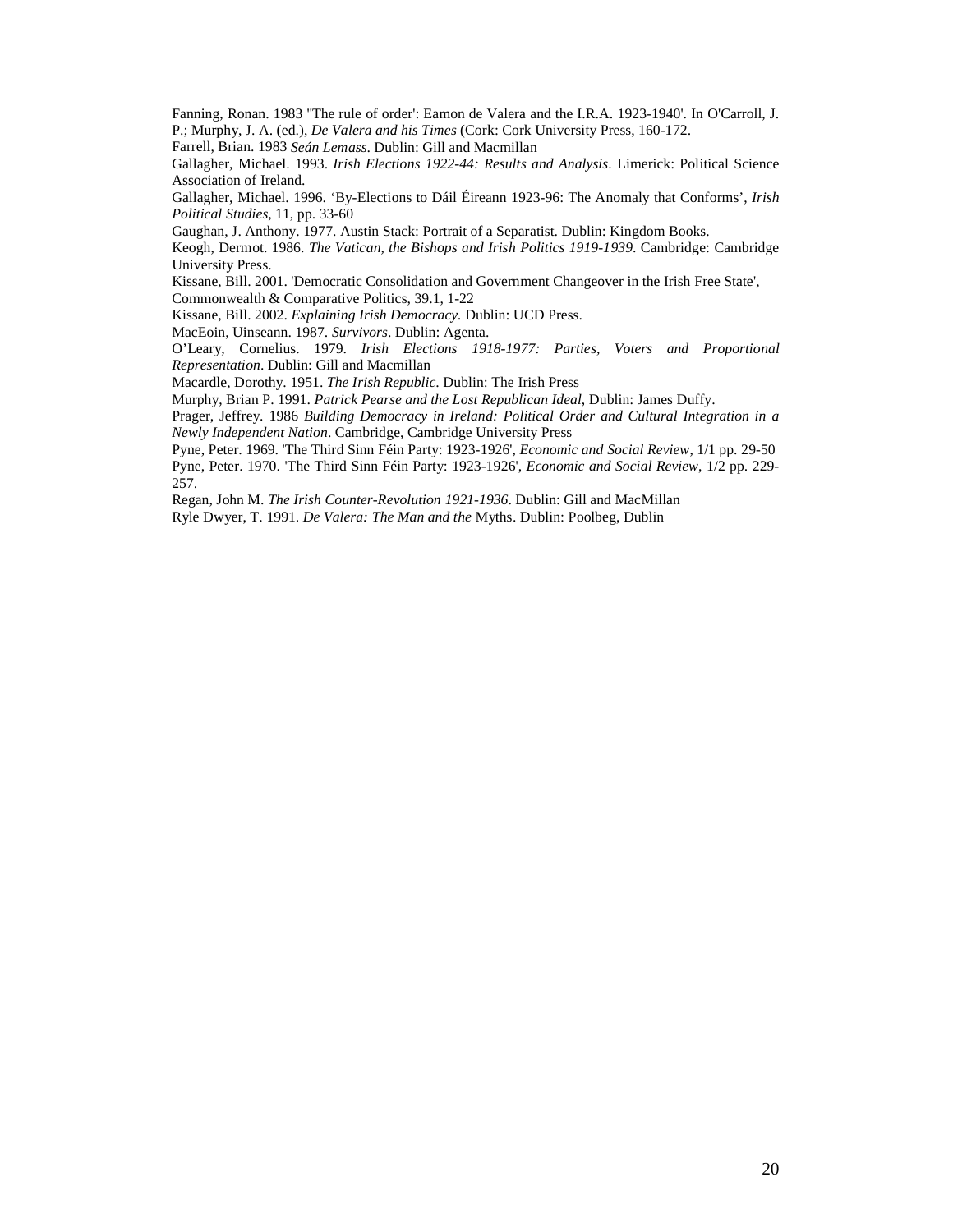Fanning, Ronan. 1983 ''The rule of order': Eamon de Valera and the I.R.A. 1923-1940'. In O'Carroll, J. P.; Murphy, J. A. (ed.), *De Valera and his Times* (Cork: Cork University Press, 160-172.

Farrell, Brian. 1983 *Seán Lemass*. Dublin: Gill and Macmillan

Gallagher, Michael. 1993. *Irish Elections 1922-44: Results and Analysis*. Limerick: Political Science Association of Ireland.

Gallagher, Michael. 1996. 'By-Elections to Dáil Éireann 1923-96: The Anomaly that Conforms', *Irish Political Studies*, 11, pp. 33-60

Gaughan, J. Anthony. 1977. Austin Stack: Portrait of a Separatist. Dublin: Kingdom Books.

Keogh, Dermot. 1986. *The Vatican, the Bishops and Irish Politics 1919-1939*. Cambridge: Cambridge University Press.

Kissane, Bill. 2001. 'Democratic Consolidation and Government Changeover in the Irish Free State', Commonwealth & Comparative Politics, 39.1, 1-22

Kissane, Bill. 2002. *Explaining Irish Democracy.* Dublin: UCD Press.

MacEoin, Uinseann. 1987. *Survivors*. Dublin: Agenta.

O'Leary, Cornelius. 1979. *Irish Elections 1918-1977: Parties, Voters and Proportional Representation*. Dublin: Gill and Macmillan

Macardle, Dorothy. 1951. *The Irish Republic*. Dublin: The Irish Press

Murphy, Brian P. 1991. *Patrick Pearse and the Lost Republican Ideal*, Dublin: James Duffy.

Prager, Jeffrey. 1986 *Building Democracy in Ireland: Political Order and Cultural Integration in a Newly Independent Nation*. Cambridge, Cambridge University Press

Pyne, Peter. 1969. 'The Third Sinn Féin Party: 1923-1926', *Economic and Social Review*, 1/1 pp. 29-50

Pyne, Peter. 1970. 'The Third Sinn Féin Party: 1923-1926', *Economic and Social Review*, 1/2 pp. 229-257.

Regan, John M. *The Irish Counter-Revolution 1921-1936*. Dublin: Gill and MacMillan

Ryle Dwyer, T. 1991. *De Valera: The Man and the* Myths. Dublin: Poolbeg, Dublin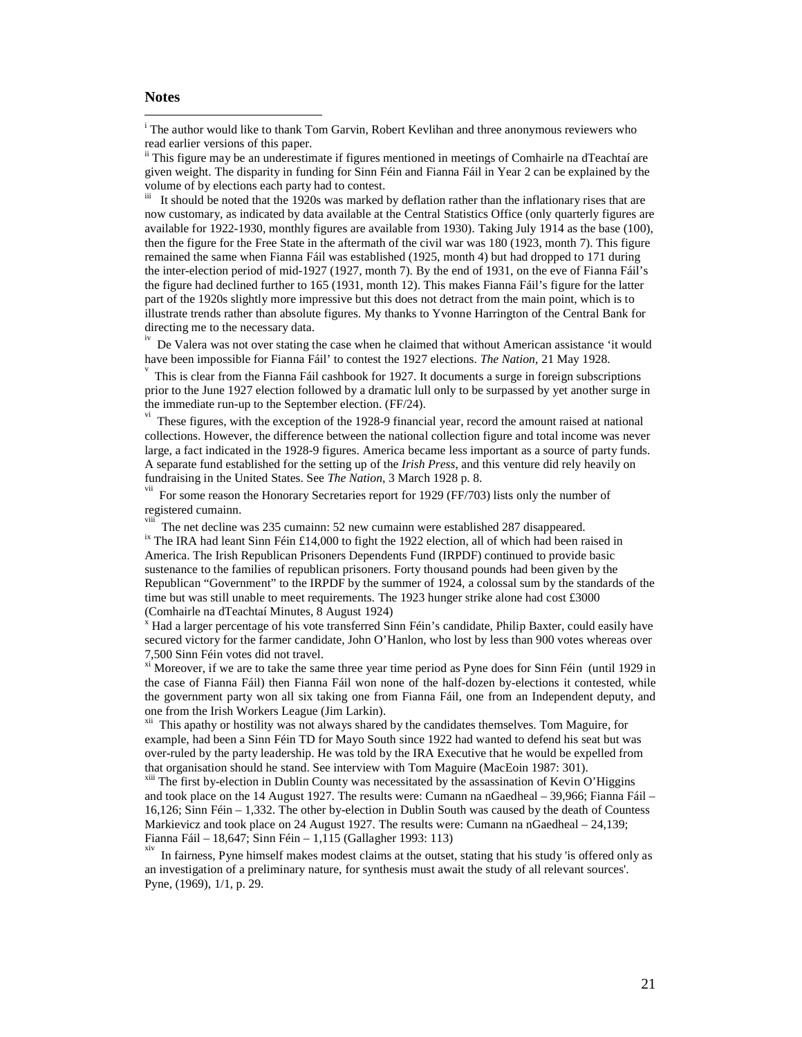## Notes

[i] The author would like to thank Tom Garvin, Robert Kevlihan and three anonymous reviewers who read earlier versions of this paper.

[ii] This figure may be an underestimate if figures mentioned in meetings of Comhairle na dTeachtaí are given weight. The disparity in funding for Sinn Féin and Fianna Fáil in Year 2 can be explained by the volume of by elections each party had to contest.

[iii] It should be noted that the 1920s was marked by deflation rather than the inflationary rises that are now customary, as indicated by data available at the Central Statistics Office (only quarterly figures are available for 1922-1930, monthly figures are available from 1930). Taking July 1914 as the base (100), then the figure for the Free State in the aftermath of the civil war was 180 (1923, month 7). This figure remained the same when Fianna Fáil was established (1925, month 4) but had dropped to 171 during the inter-election period of mid-1927 (1927, month 7). By the end of 1931, on the eve of Fianna Fáil's the figure had declined further to 165 (1931, month 12). This makes Fianna Fáil's figure for the latter part of the 1920s slightly more impressive but this does not detract from the main point, which is to illustrate trends rather than absolute figures. My thanks to Yvonne Harrington of the Central Bank for directing me to the necessary data.

[iv] De Valera was not over stating the case when he claimed that without American assistance 'it would have been impossible for Fianna Fáil' to contest the 1927 elections. *The Nation*, 21 May 1928.

[v] This is clear from the Fianna Fáil cashbook for 1927. It documents a surge in foreign subscriptions prior to the June 1927 election followed by a dramatic lull only to be surpassed by yet another surge in the immediate run-up to the September election. (FF/24).

[vi] These figures, with the exception of the 1928-9 financial year, record the amount raised at national collections. However, the difference between the national collection figure and total income was never large, a fact indicated in the 1928-9 figures. America became less important as a source of party funds. A separate fund established for the setting up of the *Irish Press*, and this venture did rely heavily on fundraising in the United States. See *The Nation*, 3 March 1928 p. 8.

[vii] For some reason the Honorary Secretaries report for 1929 (FF/703) lists only the number of registered cumainn.

[viii] The net decline was 235 cumainn: 52 new cumainn were established 287 disappeared.

[ix] The IRA had leant Sinn Féin £14,000 to fight the 1922 election, all of which had been raised in America. The Irish Republican Prisoners Dependents Fund (IRPDF) continued to provide basic sustenance to the families of republican prisoners. Forty thousand pounds had been given by the Republican "Government" to the IRPDF by the summer of 1924, a colossal sum by the standards of the time but was still unable to meet requirements. The 1923 hunger strike alone had cost £3000 (Comhairle na dTeachtaí Minutes, 8 August 1924)

[x] Had a larger percentage of his vote transferred Sinn Féin's candidate, Philip Baxter, could easily have secured victory for the farmer candidate, John O'Hanlon, who lost by less than 900 votes whereas over 7,500 Sinn Féin votes did not travel.

[xi] Moreover, if we are to take the same three year time period as Pyne does for Sinn Féin (until 1929 in the case of Fianna Fáil) then Fianna Fáil won none of the half-dozen by-elections it contested, while the government party won all six taking one from Fianna Fáil, one from an Independent deputy, and one from the Irish Workers League (Jim Larkin).

[xii] This apathy or hostility was not always shared by the candidates themselves. Tom Maguire, for example, had been a Sinn Féin TD for Mayo South since 1922 had wanted to defend his seat but was over-ruled by the party leadership. He was told by the IRA Executive that he would be expelled from that organisation should he stand. See interview with Tom Maguire (MacEoin 1987: 301).

[xiii] The first by-election in Dublin County was necessitated by the assassination of Kevin O'Higgins and took place on the 14 August 1927. The results were: Cumann na nGaedheal – 39,966; Fianna Fáil – 16,126; Sinn Féin – 1,332. The other by-election in Dublin South was caused by the death of Countess Markievicz and took place on 24 August 1927. The results were: Cumann na nGaedheal – 24,139; Fianna Fáil – 18,647; Sinn Féin – 1,115 (Gallagher 1993: 113)

[xiv] In fairness, Pyne himself makes modest claims at the outset, stating that his study 'is offered only as an investigation of a preliminary nature, for synthesis must await the study of all relevant sources'. Pyne, (1969), 1/1, p. 29.